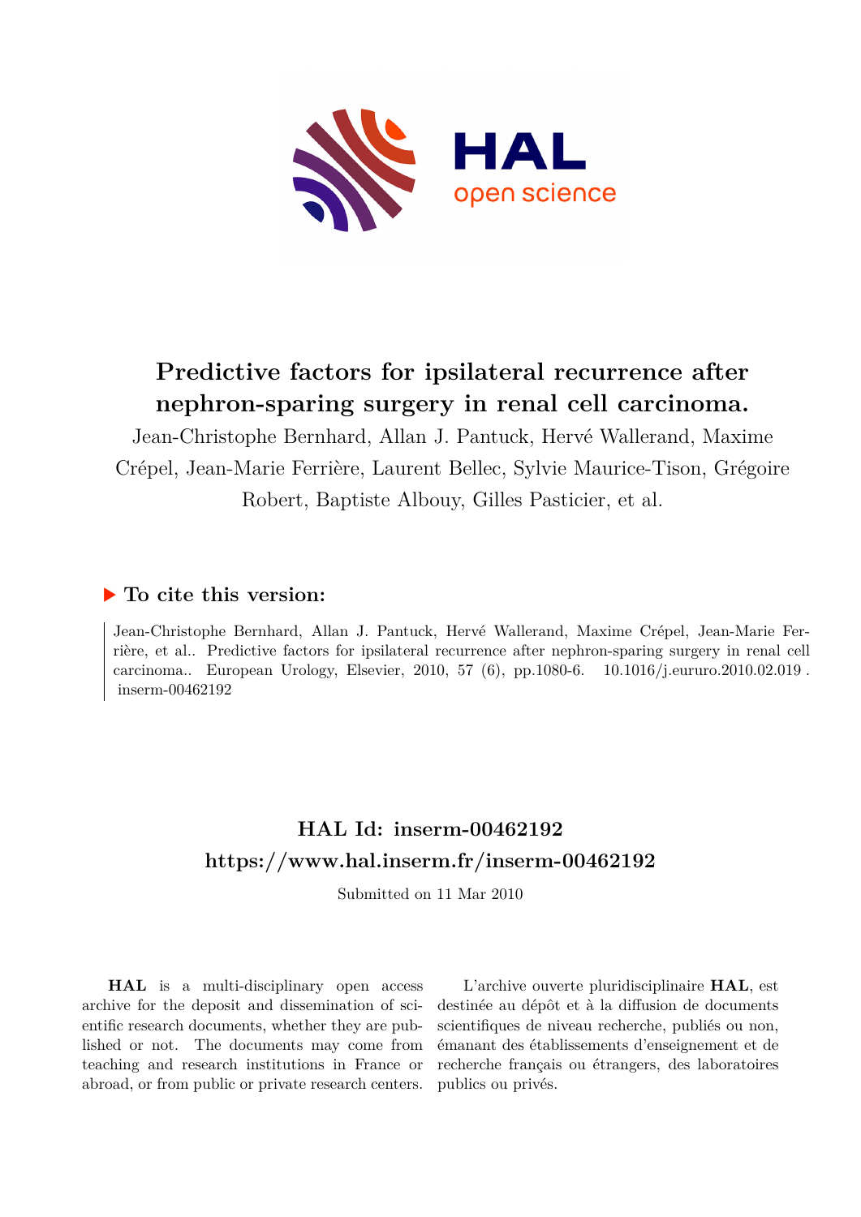# Predictive factors for ipsilateral recurrence after nephron-sparing surgery in renal cell carcinoma.

Jean-Christophe Bernhard, Allan J. Pantuck, Hervé Wallerand, Maxime Crépel, Jean-Marie Ferrière, Laurent Bellec, Sylvie Maurice-Tison, Grégoire Robert, Baptiste Albouy, Gilles Pasticier, et al.

## ▶ To cite this version:

Jean-Christophe Bernhard, Allan J. Pantuck, Hervé Wallerand, Maxime Crépel, Jean-Marie Ferrière, et al.. Predictive factors for ipsilateral recurrence after nephron-sparing surgery in renal cell carcinoma.. European Urology, Elsevier, 2010, 57 (6), pp.1080-6. 10.1016/j.eururo.2010.02.019 . inserm-00462192

## HAL Id: inserm-00462192

## https://www.hal.inserm.fr/inserm-00462192

Submitted on 11 Mar 2010

**HAL** is a multi-disciplinary open access archive for the deposit and dissemination of scientific research documents, whether they are published or not. The documents may come from teaching and research institutions in France or abroad, or from public or private research centers.

L'archive ouverte pluridisciplinaire **HAL**, est destinée au dépôt et à la diffusion de documents scientifiques de niveau recherche, publiés ou non, émanant des établissements d'enseignement et de recherche français ou étrangers, des laboratoires publics ou privés.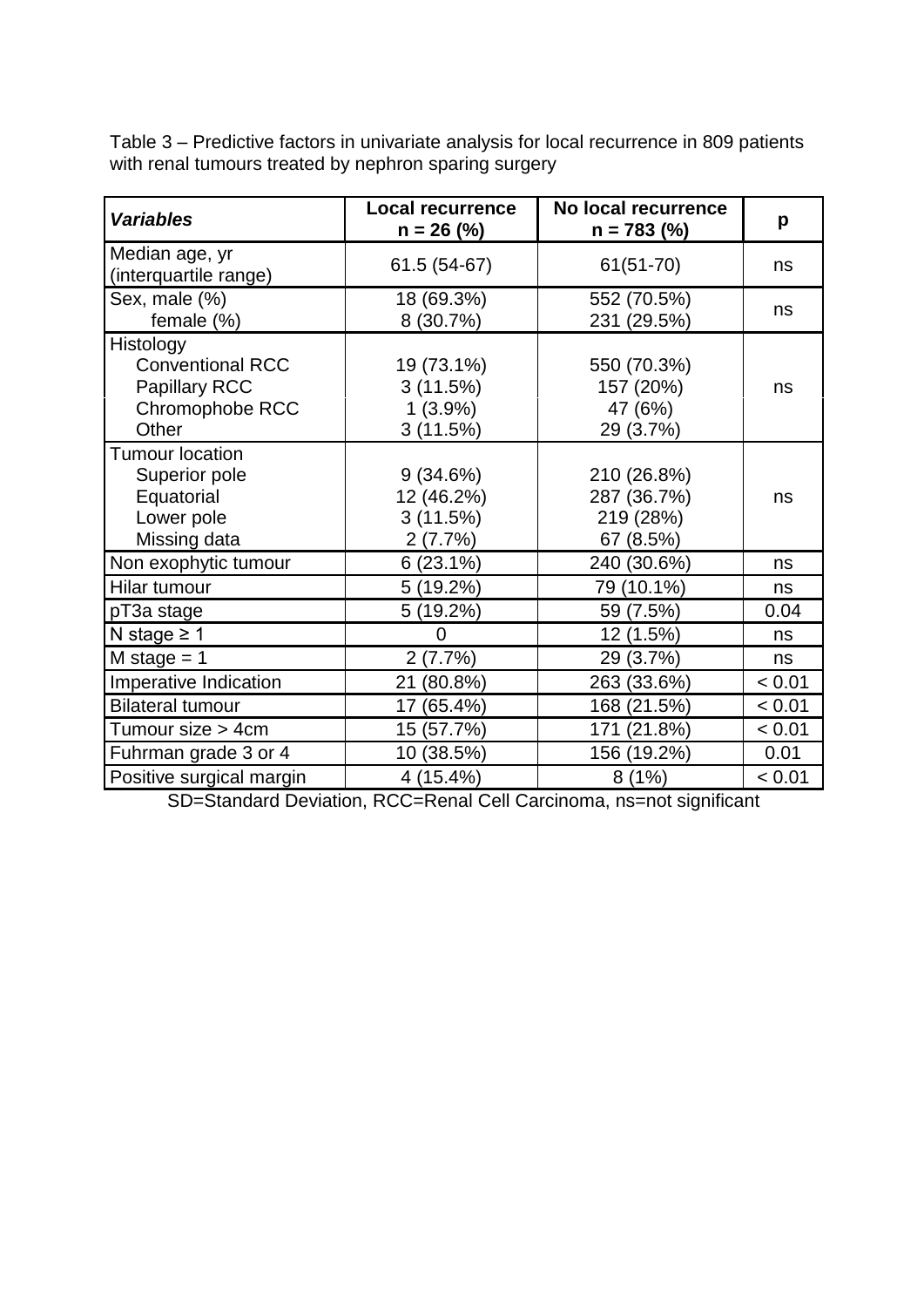Table 3 – Predictive factors in univariate analysis for local recurrence in 809 patients with renal tumours treated by nephron sparing surgery

| ***Variables*** | **Local recurrence n = 26 (%)** | **No local recurrence n = 783 (%)** | **p** |
|---|---|---|---|
| Median age, yr (interquartile range) | 61.5 (54-67) | 61(51-70) | ns |
| Sex, male (%)<br>female (%) | 18 (69.3%)<br>8 (30.7%) | 552 (70.5%)<br>231 (29.5%) | ns |
| Histology<br>Conventional RCC<br>Papillary RCC<br>Chromophobe RCC<br>Other | <br>19 (73.1%)<br>3 (11.5%)<br>1 (3.9%)<br>3 (11.5%) | <br>550 (70.3%)<br>157 (20%)<br>47 (6%)<br>29 (3.7%) | ns |
| Tumour location<br>Superior pole<br>Equatorial<br>Lower pole<br>Missing data | <br>9 (34.6%)<br>12 (46.2%)<br>3 (11.5%)<br>2 (7.7%) | <br>210 (26.8%)<br>287 (36.7%)<br>219 (28%)<br>67 (8.5%) | ns |
| Non exophytic tumour | 6 (23.1%) | 240 (30.6%) | ns |
| Hilar tumour | 5 (19.2%) | 79 (10.1%) | ns |
| pT3a stage | 5 (19.2%) | 59 (7.5%) | 0.04 |
| N stage ≥ 1 | 0 | 12 (1.5%) | ns |
| M stage = 1 | 2 (7.7%) | 29 (3.7%) | ns |
| Imperative Indication | 21 (80.8%) | 263 (33.6%) | < 0.01 |
| Bilateral tumour | 17 (65.4%) | 168 (21.5%) | < 0.01 |
| Tumour size > 4cm | 15 (57.7%) | 171 (21.8%) | < 0.01 |
| Fuhrman grade 3 or 4 | 10 (38.5%) | 156 (19.2%) | 0.01 |
| Positive surgical margin | 4 (15.4%) | 8 (1%) | < 0.01 |

SD=Standard Deviation, RCC=Renal Cell Carcinoma, ns=not significant